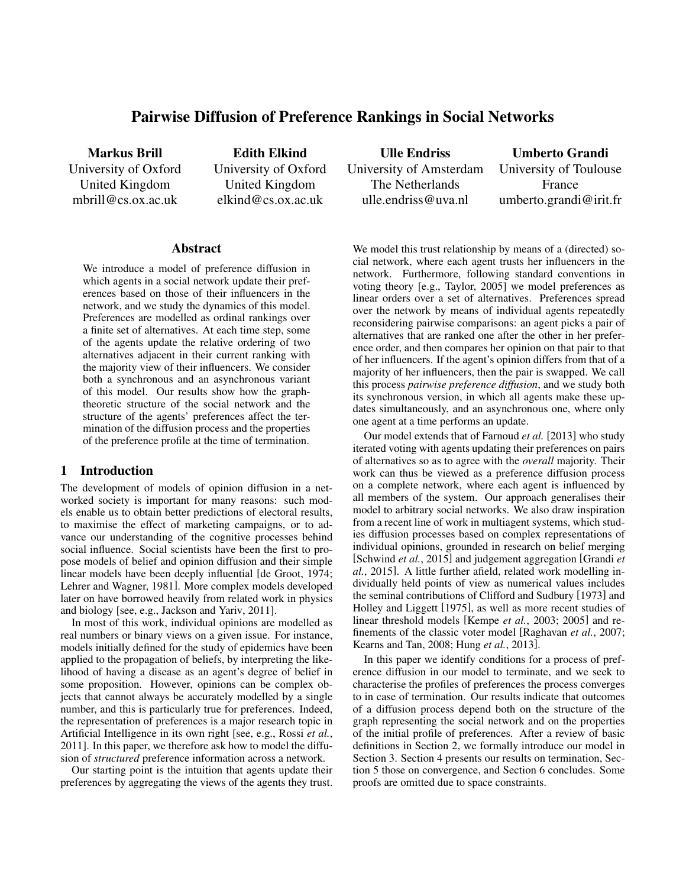# Pairwise Diffusion of Preference Rankings in Social Networks

**Markus Brill**
University of Oxford
United Kingdom
mbrill@cs.ox.ac.uk

**Edith Elkind**
University of Oxford
United Kingdom
elkind@cs.ox.ac.uk

**Ulle Endriss**
University of Amsterdam
The Netherlands
ulle.endriss@uva.nl

**Umberto Grandi**
University of Toulouse
France
umberto.grandi@irit.fr

## Abstract

We introduce a model of preference diffusion in which agents in a social network update their preferences based on those of their influencers in the network, and we study the dynamics of this model. Preferences are modelled as ordinal rankings over a finite set of alternatives. At each time step, some of the agents update the relative ordering of two alternatives adjacent in their current ranking with the majority view of their influencers. We consider both a synchronous and an asynchronous variant of this model. Our results show how the graph-theoretic structure of the social network and the structure of the agents' preferences affect the termination of the diffusion process and the properties of the preference profile at the time of termination.

## 1 Introduction

The development of models of opinion diffusion in a networked society is important for many reasons: such models enable us to obtain better predictions of electoral results, to maximise the effect of marketing campaigns, or to advance our understanding of the cognitive processes behind social influence. Social scientists have been the first to propose models of belief and opinion diffusion and their simple linear models have been deeply influential [de Groot, 1974; Lehrer and Wagner, 1981]. More complex models developed later on have borrowed heavily from related work in physics and biology [see, e.g., Jackson and Yariv, 2011].

In most of this work, individual opinions are modelled as real numbers or binary views on a given issue. For instance, models initially defined for the study of epidemics have been applied to the propagation of beliefs, by interpreting the likelihood of having a disease as an agent's degree of belief in some proposition. However, opinions can be complex objects that cannot always be accurately modelled by a single number, and this is particularly true for preferences. Indeed, the representation of preferences is a major research topic in Artificial Intelligence in its own right [see, e.g., Rossi *et al.*, 2011]. In this paper, we therefore ask how to model the diffusion of *structured* preference information across a network.

Our starting point is the intuition that agents update their preferences by aggregating the views of the agents they trust. We model this trust relationship by means of a (directed) social network, where each agent trusts her influencers in the network. Furthermore, following standard conventions in voting theory [e.g., Taylor, 2005] we model preferences as linear orders over a set of alternatives. Preferences spread over the network by means of individual agents repeatedly reconsidering pairwise comparisons: an agent picks a pair of alternatives that are ranked one after the other in her preference order, and then compares her opinion on that pair to that of her influencers. If the agent's opinion differs from that of a majority of her influencers, then the pair is swapped. We call this process *pairwise preference diffusion*, and we study both its synchronous version, in which all agents make these updates simultaneously, and an asynchronous one, where only one agent at a time performs an update.

Our model extends that of Farnoud *et al.* [2013] who study iterated voting with agents updating their preferences on pairs of alternatives so as to agree with the *overall* majority. Their work can thus be viewed as a preference diffusion process on a complete network, where each agent is influenced by all members of the system. Our approach generalises their model to arbitrary social networks. We also draw inspiration from a recent line of work in multiagent systems, which studies diffusion processes based on complex representations of individual opinions, grounded in research on belief merging [Schwind *et al.*, 2015] and judgement aggregation [Grandi *et al.*, 2015]. A little further afield, related work modelling individually held points of view as numerical values includes the seminal contributions of Clifford and Sudbury [1973] and Holley and Liggett [1975], as well as more recent studies of linear threshold models [Kempe *et al.*, 2003; 2005] and refinements of the classic voter model [Raghavan *et al.*, 2007; Kearns and Tan, 2008; Hung *et al.*, 2013].

In this paper we identify conditions for a process of preference diffusion in our model to terminate, and we seek to characterise the profiles of preferences the process converges to in case of termination. Our results indicate that outcomes of a diffusion process depend both on the structure of the graph representing the social network and on the properties of the initial profile of preferences. After a review of basic definitions in Section 2, we formally introduce our model in Section 3. Section 4 presents our results on termination, Section 5 those on convergence, and Section 6 concludes. Some proofs are omitted due to space constraints.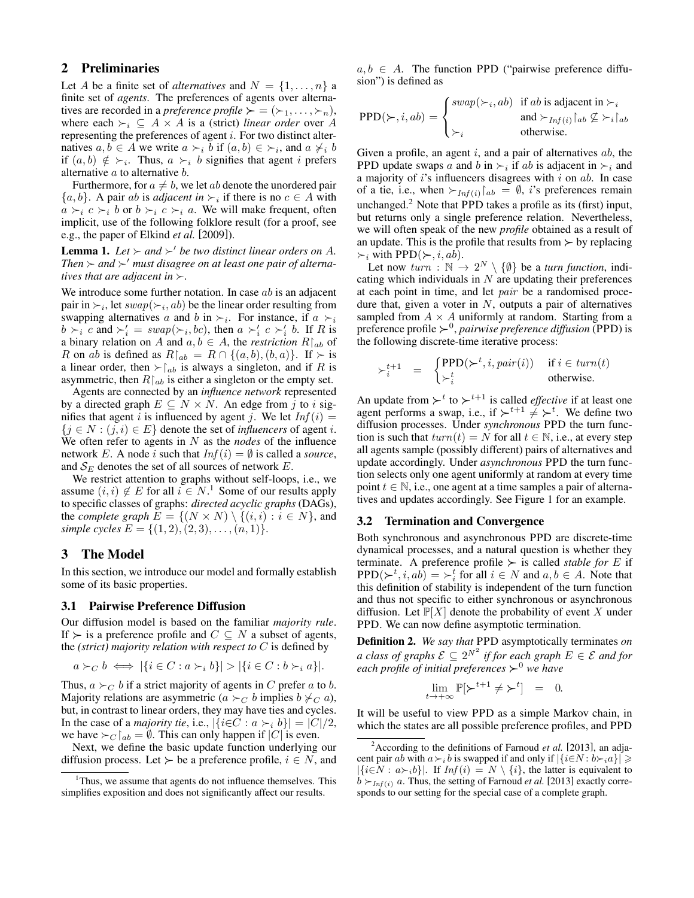## 2 Preliminaries

Let $A$ be a finite set of *alternatives* and $N = \{1, \ldots, n\}$ a finite set of *agents*. The preferences of agents over alternatives are recorded in a *preference profile* $\succ = (\succ_1, \ldots, \succ_n)$, where each $\succ_i \subseteq A \times A$ is a (strict) *linear order* over $A$ representing the preferences of agent $i$. For two distinct alternatives $a, b \in A$ we write $a \succ_i b$ if $(a, b) \in \succ_i$, and $a \not\succ_i b$ if $(a, b) \notin \succ_i$. Thus, $a \succ_i b$ signifies that agent $i$ prefers alternative $a$ to alternative $b$.

Furthermore, for $a \neq b$, we let $ab$ denote the unordered pair $\{a, b\}$. A pair $ab$ is *adjacent in* $\succ_i$ if there is no $c \in A$ with $a \succ_i c \succ_i b$ or $b \succ_i c \succ_i a$. We will make frequent, often implicit, use of the following folklore result (for a proof, see e.g., the paper of Elkind *et al.* [2009]).

**Lemma 1.** *Let $\succ$ and $\succ'$ be two distinct linear orders on $A$. Then $\succ$ and $\succ'$ must disagree on at least one pair of alternatives that are adjacent in $\succ$.*

We introduce some further notation. In case $ab$ is an adjacent pair in $\succ_i$, let $swap(\succ_i, ab)$ be the linear order resulting from swapping alternatives $a$ and $b$ in $\succ_i$. For instance, if $a \succ_i b \succ_i c$ and $\succ'_i = swap(\succ_i, bc)$, then $a \succ'_i c \succ'_i b$. If $R$ is a binary relation on $A$ and $a, b \in A$, the *restriction* $R\restriction_{ab}$ of $R$ on $ab$ is defined as $R\restriction_{ab} = R \cap \{(a, b), (b, a)\}$. If $\succ$ is a linear order, then $\succ\restriction_{ab}$ is always a singleton, and if $R$ is asymmetric, then $R\restriction_{ab}$ is either a singleton or the empty set.

Agents are connected by an *influence network* represented by a directed graph $E \subseteq N \times N$. An edge from $j$ to $i$ signifies that agent $i$ is influenced by agent $j$. We let $Inf(i) = \{j \in N : (j, i) \in E\}$ denote the set of *influencers* of agent $i$. We often refer to agents in $N$ as the *nodes* of the influence network $E$. A node $i$ such that $Inf(i) = \emptyset$ is called a *source*, and $\mathcal{S}_E$ denotes the set of all sources of network $E$.

We restrict attention to graphs without self-loops, i.e., we assume $(i, i) \notin E$ for all $i \in N$.[1] Some of our results apply to specific classes of graphs: *directed acyclic graphs* (DAGs), the *complete graph* $E = \{(N \times N) \setminus \{(i, i) : i \in N\}$, and *simple cycles* $E = \{(1, 2), (2, 3), \ldots, (n, 1)\}$.

## 3 The Model

In this section, we introduce our model and formally establish some of its basic properties.

### 3.1 Pairwise Preference Diffusion

Our diffusion model is based on the familiar *majority rule*. If $\succ$ is a preference profile and $C \subseteq N$ a subset of agents, the *(strict) majority relation with respect to* $C$ is defined by

$$a \succ_C b \iff |\{i \in C : a \succ_i b\}| > |\{i \in C : b \succ_i a\}|.$$

Thus, $a \succ_C b$ if a strict majority of agents in $C$ prefer $a$ to $b$. Majority relations are asymmetric ($a \succ_C b$ implies $b \not\succ_C a$), but, in contrast to linear orders, they may have ties and cycles. In the case of a *majority tie*, i.e., $|\{i \in C : a \succ_i b\}| = |C|/2$, we have $\succ_C\restriction_{ab} = \emptyset$. This can only happen if $|C|$ is even.

Next, we define the basic update function underlying our diffusion process. Let $\succ$ be a preference profile, $i \in N$, and $a, b \in A$. The function PPD ("pairwise preference diffusion") is defined as

$$\text{PPD}(\succ, i, ab) = \begin{cases} swap(\succ_i, ab) & \text{if } ab \text{ is adjacent in } \succ_i \\ & \text{and } \succ_{Inf(i)}\restriction_{ab} \not\subseteq \succ_i\restriction_{ab} \\ \succ_i & \text{otherwise.} \end{cases}$$

Given a profile, an agent $i$, and a pair of alternatives $ab$, the PPD update swaps $a$ and $b$ in $\succ_i$ if $ab$ is adjacent in $\succ_i$ and a majority of $i$'s influencers disagrees with $i$ on $ab$. In case of a tie, i.e., when $\succ_{Inf(i)}\restriction_{ab} = \emptyset$, $i$'s preferences remain unchanged.[2] Note that PPD takes a profile as its (first) input, but returns only a single preference relation. Nevertheless, we will often speak of the new *profile* obtained as a result of an update. This is the profile that results from $\succ$ by replacing $\succ_i$ with $\text{PPD}(\succ, i, ab)$.

Let now $turn : \mathbb{N} \to 2^N \setminus \{\emptyset\}$ be a *turn function*, indicating which individuals in $N$ are updating their preferences at each point in time, and let $pair$ be a randomised procedure that, given a voter in $N$, outputs a pair of alternatives sampled from $A \times A$ uniformly at random. Starting from a preference profile $\succ^0$, *pairwise preference diffusion* (PPD) is the following discrete-time iterative process:

$$\succ_i^{t+1} \quad = \quad \begin{cases} \text{PPD}(\succ^t, i, pair(i)) & \text{if } i \in turn(t) \\ \succ_i^t & \text{otherwise.} \end{cases}$$

An update from $\succ^t$ to $\succ^{t+1}$ is called *effective* if at least one agent performs a swap, i.e., if $\succ^{t+1} \neq \succ^t$. We define two diffusion processes. Under *synchronous* PPD the turn function is such that $turn(t) = N$ for all $t \in \mathbb{N}$, i.e., at every step all agents sample (possibly different) pairs of alternatives and update accordingly. Under *asynchronous* PPD the turn function selects only one agent uniformly at random at every time point $t \in \mathbb{N}$, i.e., one agent at a time samples a pair of alternatives and updates accordingly. See Figure 1 for an example.

### 3.2 Termination and Convergence

Both synchronous and asynchronous PPD are discrete-time dynamical processes, and a natural question is whether they terminate. A preference profile $\succ$ is called *stable for* $E$ if $\text{PPD}(\succ^t, i, ab) = \succ_i^t$ for all $i \in N$ and $a, b \in A$. Note that this definition of stability is independent of the turn function and thus not specific to either synchronous or asynchronous diffusion. Let $\mathbb{P}[X]$ denote the probability of event $X$ under PPD. We can now define asymptotic termination.

**Definition 2.** *We say that* PPD *asymptotically terminates on a class of graphs $\mathcal{E} \subseteq 2^{N^2}$ if for each graph $E \in \mathcal{E}$ and for each profile of initial preferences $\succ^0$ we have*

$$\lim_{t \to +\infty} \mathbb{P}[\succ^{t+1} \neq \succ^t] \quad = \quad 0.$$

It will be useful to view PPD as a simple Markov chain, in which the states are all possible preference profiles, and PPD

---

[1] Thus, we assume that agents do not influence themselves. This simplifies exposition and does not significantly affect our results.

[2] According to the definitions of Farnoud *et al.* [2013], an adjacent pair $ab$ with $a \succ_i b$ is swapped if and only if $|\{i \in N : b \succ_i a\}| \geqslant |\{i \in N : a \succ_i b\}|$. If $Inf(i) = N \setminus \{i\}$, the latter is equivalent to $b \succ_{Inf(i)} a$. Thus, the setting of Farnoud *et al.* [2013] exactly corresponds to our setting for the special case of a complete graph.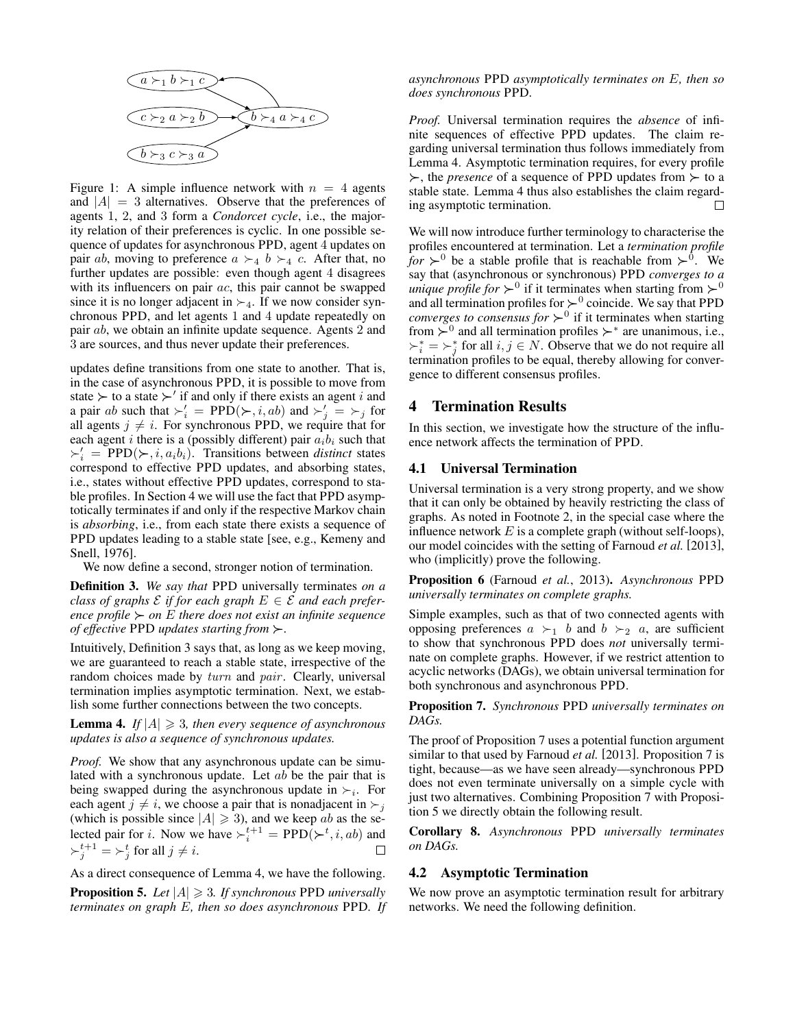Figure 1: A simple influence network with $n = 4$ agents and $|A| = 3$ alternatives. Observe that the preferences of agents 1, 2, and 3 form a *Condorcet cycle*, i.e., the majority relation of their preferences is cyclic. In one possible sequence of updates for asynchronous PPD, agent 4 updates on pair $ab$, moving to preference $a \succ_4 b \succ_4 c$. After that, no further updates are possible: even though agent 4 disagrees with its influencers on pair $ac$, this pair cannot be swapped since it is no longer adjacent in $\succ_4$. If we now consider synchronous PPD, and let agents 1 and 4 update repeatedly on pair $ab$, we obtain an infinite update sequence. Agents 2 and 3 are sources, and thus never update their preferences.

updates define transitions from one state to another. That is, in the case of asynchronous PPD, it is possible to move from state $\succ$ to a state $\succ'$ if and only if there exists an agent $i$ and a pair $ab$ such that $\succ'_i = \text{PPD}(\succ, i, ab)$ and $\succ'_j = \succ_j$ for all agents $j \neq i$. For synchronous PPD, we require that for each agent $i$ there is a (possibly different) pair $a_i b_i$ such that $\succ'_i = \text{PPD}(\succ, i, a_i b_i)$. Transitions between *distinct* states correspond to effective PPD updates, and absorbing states, i.e., states without effective PPD updates, correspond to stable profiles. In Section 4 we will use the fact that PPD asymptotically terminates if and only if the respective Markov chain is *absorbing*, i.e., from each state there exists a sequence of PPD updates leading to a stable state [see, e.g., Kemeny and Snell, 1976].

We now define a second, stronger notion of termination.

**Definition 3.** *We say that* PPD *universally terminates on a class of graphs* $\mathcal{E}$ *if for each graph* $E \in \mathcal{E}$ *and each preference profile* $\succ$ *on* $E$ *there does not exist an infinite sequence of effective* PPD *updates starting from* $\succ$.

Intuitively, Definition 3 says that, as long as we keep moving, we are guaranteed to reach a stable state, irrespective of the random choices made by $turn$ and $pair$. Clearly, universal termination implies asymptotic termination. Next, we establish some further connections between the two concepts.

**Lemma 4.** *If* $|A| \geqslant 3$*, then every sequence of asynchronous updates is also a sequence of synchronous updates.*

*Proof.* We show that any asynchronous update can be simulated with a synchronous update. Let $ab$ be the pair that is being swapped during the asynchronous update in $\succ_i$. For each agent $j \neq i$, we choose a pair that is nonadjacent in $\succ_j$ (which is possible since $|A| \geqslant 3$), and we keep $ab$ as the selected pair for $i$. Now we have $\succ_i^{t+1} = \text{PPD}(\succ^t, i, ab)$ and $\succ_j^{t+1} = \succ_j^t$ for all $j \neq i$. □

As a direct consequence of Lemma 4, we have the following.

**Proposition 5.** *Let* $|A| \geqslant 3$*. If synchronous* PPD *universally terminates on graph* $E$*, then so does asynchronous* PPD*. If asynchronous* PPD *asymptotically terminates on* $E$*, then so does synchronous* PPD.

*Proof.* Universal termination requires the *absence* of infinite sequences of effective PPD updates. The claim regarding universal termination thus follows immediately from Lemma 4. Asymptotic termination requires, for every profile $\succ$, the *presence* of a sequence of PPD updates from $\succ$ to a stable state. Lemma 4 thus also establishes the claim regarding asymptotic termination. □

We will now introduce further terminology to characterise the profiles encountered at termination. Let a *termination profile for* $\succ^0$ be a stable profile that is reachable from $\succ^0$. We say that (asynchronous or synchronous) PPD *converges to a unique profile for* $\succ^0$ if it terminates when starting from $\succ^0$ and all termination profiles for $\succ^0$ coincide. We say that PPD *converges to consensus for* $\succ^0$ if it terminates when starting from $\succ^0$ and all termination profiles $\succ^*$ are unanimous, i.e., $\succ_i^* = \succ_j^*$ for all $i, j \in N$. Observe that we do not require all termination profiles to be equal, thereby allowing for convergence to different consensus profiles.

## 4 Termination Results

In this section, we investigate how the structure of the influence network affects the termination of PPD.

### 4.1 Universal Termination

Universal termination is a very strong property, and we show that it can only be obtained by heavily restricting the class of graphs. As noted in Footnote 2, in the special case where the influence network $E$ is a complete graph (without self-loops), our model coincides with the setting of Farnoud *et al.* [2013], who (implicitly) prove the following.

**Proposition 6** (Farnoud *et al.*, 2013)**.** *Asynchronous* PPD *universally terminates on complete graphs.*

Simple examples, such as that of two connected agents with opposing preferences $a \succ_1 b$ and $b \succ_2 a$, are sufficient to show that synchronous PPD does *not* universally terminate on complete graphs. However, if we restrict attention to acyclic networks (DAGs), we obtain universal termination for both synchronous and asynchronous PPD.

**Proposition 7.** *Synchronous* PPD *universally terminates on DAGs.*

The proof of Proposition 7 uses a potential function argument similar to that used by Farnoud *et al.* [2013]. Proposition 7 is tight, because—as we have seen already—synchronous PPD does not even terminate universally on a simple cycle with just two alternatives. Combining Proposition 7 with Proposition 5 we directly obtain the following result.

**Corollary 8.** *Asynchronous* PPD *universally terminates on DAGs.*

### 4.2 Asymptotic Termination

We now prove an asymptotic termination result for arbitrary networks. We need the following definition.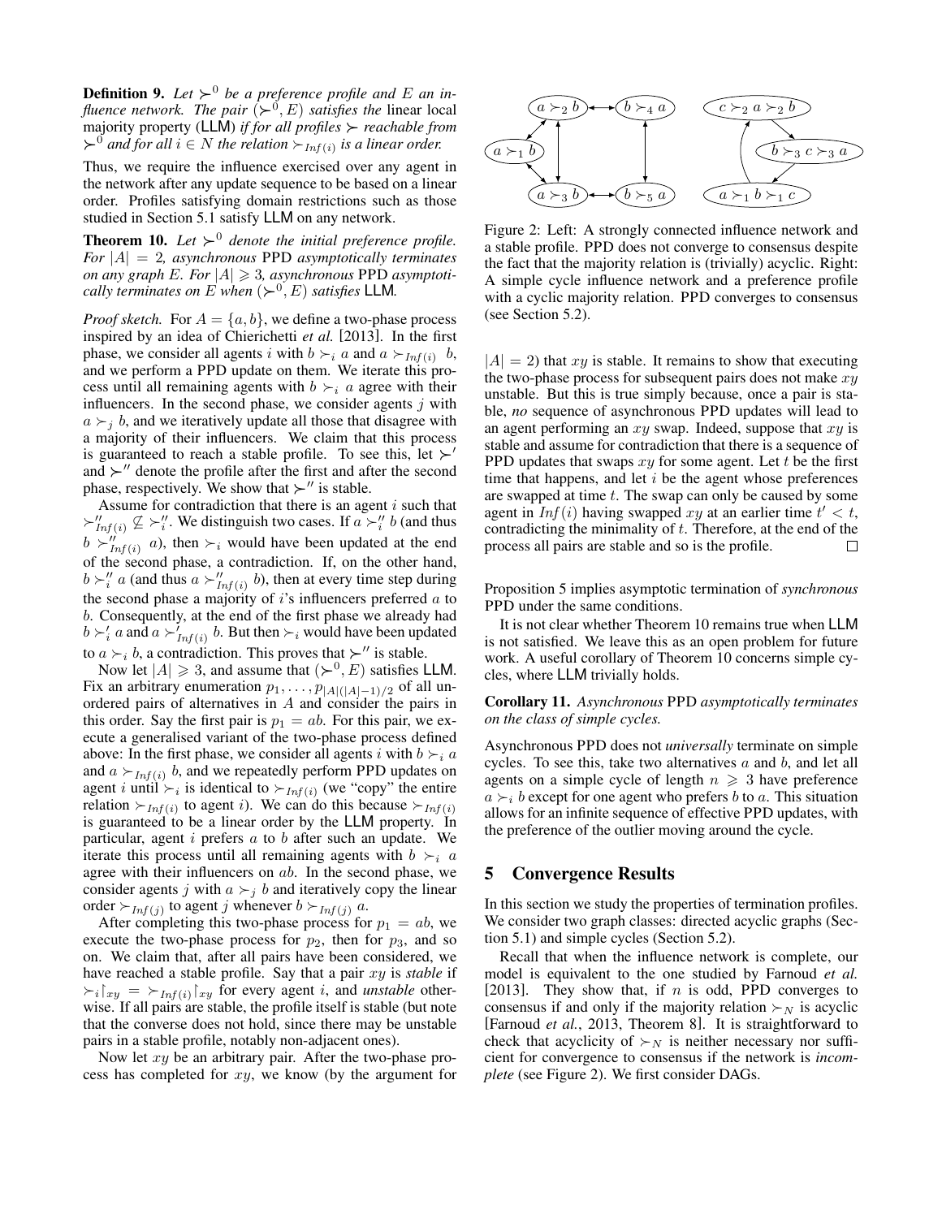**Definition 9.** *Let $\succ^0$ be a preference profile and $E$ an influence network. The pair $(\succ^0, E)$ satisfies the* linear local majority property (LLM) *if for all profiles $\succ$ reachable from $\succ^0$ and for all $i \in N$ the relation $\succ_{Inf(i)}$ is a linear order.*

Thus, we require the influence exercised over any agent in the network after any update sequence to be based on a linear order. Profiles satisfying domain restrictions such as those studied in Section 5.1 satisfy LLM on any network.

**Theorem 10.** *Let $\succ^0$ denote the initial preference profile. For $|A| = 2$, asynchronous* PPD *asymptotically terminates on any graph $E$. For $|A| \geqslant 3$, asynchronous* PPD *asymptotically terminates on $E$ when $(\succ^0, E)$ satisfies* LLM*.*

*Proof sketch.* For $A = \{a, b\}$, we define a two-phase process inspired by an idea of Chierichetti *et al.* [2013]. In the first phase, we consider all agents $i$ with $b \succ_i a$ and $a \succ_{Inf(i)} b$, and we perform a PPD update on them. We iterate this process until all remaining agents with $b \succ_i a$ agree with their influencers. In the second phase, we consider agents $j$ with $a \succ_j b$, and we iteratively update all those that disagree with a majority of their influencers. We claim that this process is guaranteed to reach a stable profile. To see this, let $\succ'$ and $\succ''$ denote the profile after the first and after the second phase, respectively. We show that $\succ''$ is stable.

Assume for contradiction that there is an agent $i$ such that $\succ''_{Inf(i)} \not\subseteq \succ''_i$. We distinguish two cases. If $a \succ''_i b$ (and thus $b \succ''_{Inf(i)} a$), then $\succ_i$ would have been updated at the end of the second phase, a contradiction. If, on the other hand, $b \succ''_i a$ (and thus $a \succ''_{Inf(i)} b$), then at every time step during the second phase a majority of $i$'s influencers preferred $a$ to $b$. Consequently, at the end of the first phase we already had $b \succ'_i a$ and $a \succ'_{Inf(i)} b$. But then $\succ_i$ would have been updated to $a \succ_i b$, a contradiction. This proves that $\succ''$ is stable.

Now let $|A| \geqslant 3$, and assume that $(\succ^0, E)$ satisfies LLM. Fix an arbitrary enumeration $p_1, \dots, p_{|A|(|A|-1)/2}$ of all unordered pairs of alternatives in $A$ and consider the pairs in this order. Say the first pair is $p_1 = ab$. For this pair, we execute a generalised variant of the two-phase process defined above: In the first phase, we consider all agents $i$ with $b \succ_i a$ and $a \succ_{Inf(i)} b$, and we repeatedly perform PPD updates on agent $i$ until $\succ_i$ is identical to $\succ_{Inf(i)}$ (we "copy" the entire relation $\succ_{Inf(i)}$ to agent $i$). We can do this because $\succ_{Inf(i)}$ is guaranteed to be a linear order by the LLM property. In particular, agent $i$ prefers $a$ to $b$ after such an update. We iterate this process until all remaining agents with $b \succ_i a$ agree with their influencers on $ab$. In the second phase, we consider agents $j$ with $a \succ_j b$ and iteratively copy the linear order $\succ_{Inf(j)}$ to agent $j$ whenever $b \succ_{Inf(j)} a$.

After completing this two-phase process for $p_1 = ab$, we execute the two-phase process for $p_2$, then for $p_3$, and so on. We claim that, after all pairs have been considered, we have reached a stable profile. Say that a pair $xy$ is *stable* if $\succ_i\restriction_{xy} = \succ_{Inf(i)}\restriction_{xy}$ for every agent $i$, and *unstable* otherwise. If all pairs are stable, the profile itself is stable (but note that the converse does not hold, since there may be unstable pairs in a stable profile, notably non-adjacent ones).

Now let $xy$ be an arbitrary pair. After the two-phase process has completed for $xy$, we know (by the argument for $|A| = 2$) that $xy$ is stable. It remains to show that executing the two-phase process for subsequent pairs does not make $xy$ unstable. But this is true simply because, once a pair is stable, *no* sequence of asynchronous PPD updates will lead to an agent performing an $xy$ swap. Indeed, suppose that $xy$ is stable and assume for contradiction that there is a sequence of PPD updates that swaps $xy$ for some agent. Let $t$ be the first time that happens, and let $i$ be the agent whose preferences are swapped at time $t$. The swap can only be caused by some agent in $Inf(i)$ having swapped $xy$ at an earlier time $t' < t$, contradicting the minimality of $t$. Therefore, at the end of the process all pairs are stable and so is the profile. $\square$

Figure 2: Left: A strongly connected influence network and a stable profile. PPD does not converge to consensus despite the fact that the majority relation is (trivially) acyclic. Right: A simple cycle influence network and a preference profile with a cyclic majority relation. PPD converges to consensus (see Section 5.2).

Proposition 5 implies asymptotic termination of *synchronous* PPD under the same conditions.

It is not clear whether Theorem 10 remains true when LLM is not satisfied. We leave this as an open problem for future work. A useful corollary of Theorem 10 concerns simple cycles, where LLM trivially holds.

**Corollary 11.** *Asynchronous* PPD *asymptotically terminates on the class of simple cycles.*

Asynchronous PPD does not *universally* terminate on simple cycles. To see this, take two alternatives $a$ and $b$, and let all agents on a simple cycle of length $n \geqslant 3$ have preference $a \succ_i b$ except for one agent who prefers $b$ to $a$. This situation allows for an infinite sequence of effective PPD updates, with the preference of the outlier moving around the cycle.

## 5 Convergence Results

In this section we study the properties of termination profiles. We consider two graph classes: directed acyclic graphs (Section 5.1) and simple cycles (Section 5.2).

Recall that when the influence network is complete, our model is equivalent to the one studied by Farnoud *et al.* [2013]. They show that, if $n$ is odd, PPD converges to consensus if and only if the majority relation $\succ_N$ is acyclic [Farnoud *et al.*, 2013, Theorem 8]. It is straightforward to check that acyclicity of $\succ_N$ is neither necessary nor sufficient for convergence to consensus if the network is *incomplete* (see Figure 2). We first consider DAGs.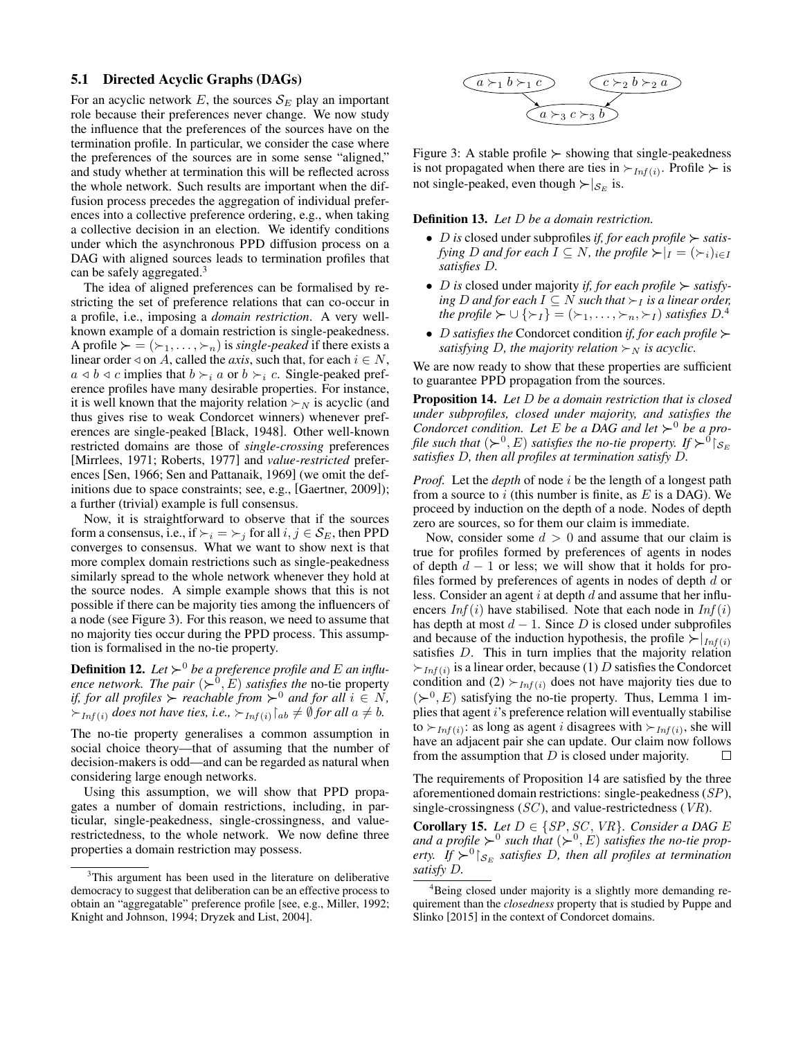### 5.1 Directed Acyclic Graphs (DAGs)

For an acyclic network $E$, the sources $\mathcal{S}_E$ play an important role because their preferences never change. We now study the influence that the preferences of the sources have on the termination profile. In particular, we consider the case where the preferences of the sources are in some sense "aligned," and study whether at termination this will be reflected across the whole network. Such results are important when the diffusion process precedes the aggregation of individual preferences into a collective preference ordering, e.g., when taking a collective decision in an election. We identify conditions under which the asynchronous PPD diffusion process on a DAG with aligned sources leads to termination profiles that can be safely aggregated.[3]

The idea of aligned preferences can be formalised by restricting the set of preference relations that can co-occur in a profile, i.e., imposing a *domain restriction*. A very well-known example of a domain restriction is single-peakedness. A profile $\succ = (\succ_1, \ldots, \succ_n)$ is *single-peaked* if there exists a linear order $\lhd$ on $A$, called the *axis*, such that, for each $i \in N$, $a \lhd b \lhd c$ implies that $b \succ_i a$ or $b \succ_i c$. Single-peaked preference profiles have many desirable properties. For instance, it is well known that the majority relation $\succ_N$ is acyclic (and thus gives rise to weak Condorcet winners) whenever preferences are single-peaked [Black, 1948]. Other well-known restricted domains are those of *single-crossing* preferences [Mirrlees, 1971; Roberts, 1977] and *value-restricted* preferences [Sen, 1966; Sen and Pattanaik, 1969] (we omit the definitions due to space constraints; see, e.g., [Gaertner, 2009]); a further (trivial) example is full consensus.

Now, it is straightforward to observe that if the sources form a consensus, i.e., if $\succ_i = \succ_j$ for all $i, j \in \mathcal{S}_E$, then PPD converges to consensus. What we want to show next is that more complex domain restrictions such as single-peakedness similarly spread to the whole network whenever they hold at the source nodes. A simple example shows that this is not possible if there can be majority ties among the influencers of a node (see Figure 3). For this reason, we need to assume that no majority ties occur during the PPD process. This assumption is formalised in the no-tie property.

**Definition 12.** *Let $\succ^0$ be a preference profile and $E$ an influence network. The pair $(\succ^0, E)$ satisfies the* no-tie property *if, for all profiles $\succ$ reachable from $\succ^0$ and for all $i \in N$, $\succ_{Inf(i)}$ does not have ties, i.e., $\succ_{Inf(i)}\restriction_{ab} \neq \emptyset$ for all $a \neq b$.*

The no-tie property generalises a common assumption in social choice theory—that of assuming that the number of decision-makers is odd—and can be regarded as natural when considering large enough networks.

Using this assumption, we will show that PPD propagates a number of domain restrictions, including, in particular, single-peakedness, single-crossingness, and value-restrictedness, to the whole network. We now define three properties a domain restriction may possess.

[3] This argument has been used in the literature on deliberative democracy to suggest that deliberation can be an effective process to obtain an "aggregatable" preference profile [see, e.g., Miller, 1992; Knight and Johnson, 1994; Dryzek and List, 2004].

Figure 3: A stable profile $\succ$ showing that single-peakedness is not propagated when there are ties in $\succ_{Inf(i)}$. Profile $\succ$ is not single-peaked, even though $\succ|_{\mathcal{S}_E}$ is.

**Definition 13.** *Let $D$ be a domain restriction.*

- *$D$ is* closed under subprofiles *if, for each profile $\succ$ satisfying $D$ and for each $I \subseteq N$, the profile $\succ|_I = (\succ_i)_{i \in I}$ satisfies $D$.*
- *$D$ is* closed under majority *if, for each profile $\succ$ satisfying $D$ and for each $I \subseteq N$ such that $\succ_I$ is a linear order, the profile $\succ \cup \{\succ_I\} = (\succ_1, \ldots, \succ_n, \succ_I)$ satisfies $D$.*[4]
- *$D$ satisfies the* Condorcet condition *if, for each profile $\succ$ satisfying $D$, the majority relation $\succ_N$ is acyclic.*

We are now ready to show that these properties are sufficient to guarantee PPD propagation from the sources.

**Proposition 14.** *Let $D$ be a domain restriction that is closed under subprofiles, closed under majority, and satisfies the Condorcet condition. Let $E$ be a DAG and let $\succ^0$ be a profile such that $(\succ^0, E)$ satisfies the no-tie property. If $\succ^0\restriction_{\mathcal{S}_E}$ satisfies $D$, then all profiles at termination satisfy $D$.*

*Proof.* Let the *depth* of node $i$ be the length of a longest path from a source to $i$ (this number is finite, as $E$ is a DAG). We proceed by induction on the depth of a node. Nodes of depth zero are sources, so for them our claim is immediate.

Now, consider some $d > 0$ and assume that our claim is true for profiles formed by preferences of agents in nodes of depth $d - 1$ or less; we will show that it holds for profiles formed by preferences of agents in nodes of depth $d$ or less. Consider an agent $i$ at depth $d$ and assume that her influencers $Inf(i)$ have stabilised. Note that each node in $Inf(i)$ has depth at most $d - 1$. Since $D$ is closed under subprofiles and because of the induction hypothesis, the profile $\succ|_{Inf(i)}$ satisfies $D$. This in turn implies that the majority relation $\succ_{Inf(i)}$ is a linear order, because (1) $D$ satisfies the Condorcet condition and (2) $\succ_{Inf(i)}$ does not have majority ties due to $(\succ^0, E)$ satisfying the no-tie property. Thus, Lemma 1 implies that agent $i$'s preference relation will eventually stabilise to $\succ_{Inf(i)}$: as long as agent $i$ disagrees with $\succ_{Inf(i)}$, she will have an adjacent pair she can update. Our claim now follows from the assumption that $D$ is closed under majority. $\square$

The requirements of Proposition 14 are satisfied by the three aforementioned domain restrictions: single-peakedness ($SP$), single-crossingness ($SC$), and value-restrictedness ($VR$).

**Corollary 15.** *Let $D \in \{SP, SC, VR\}$. Consider a DAG $E$ and a profile $\succ^0$ such that $(\succ^0, E)$ satisfies the no-tie property. If $\succ^0\restriction_{\mathcal{S}_E}$ satisfies $D$, then all profiles at termination satisfy $D$.*

[4] Being closed under majority is a slightly more demanding requirement than the *closedness* property that is studied by Puppe and Slinko [2015] in the context of Condorcet domains.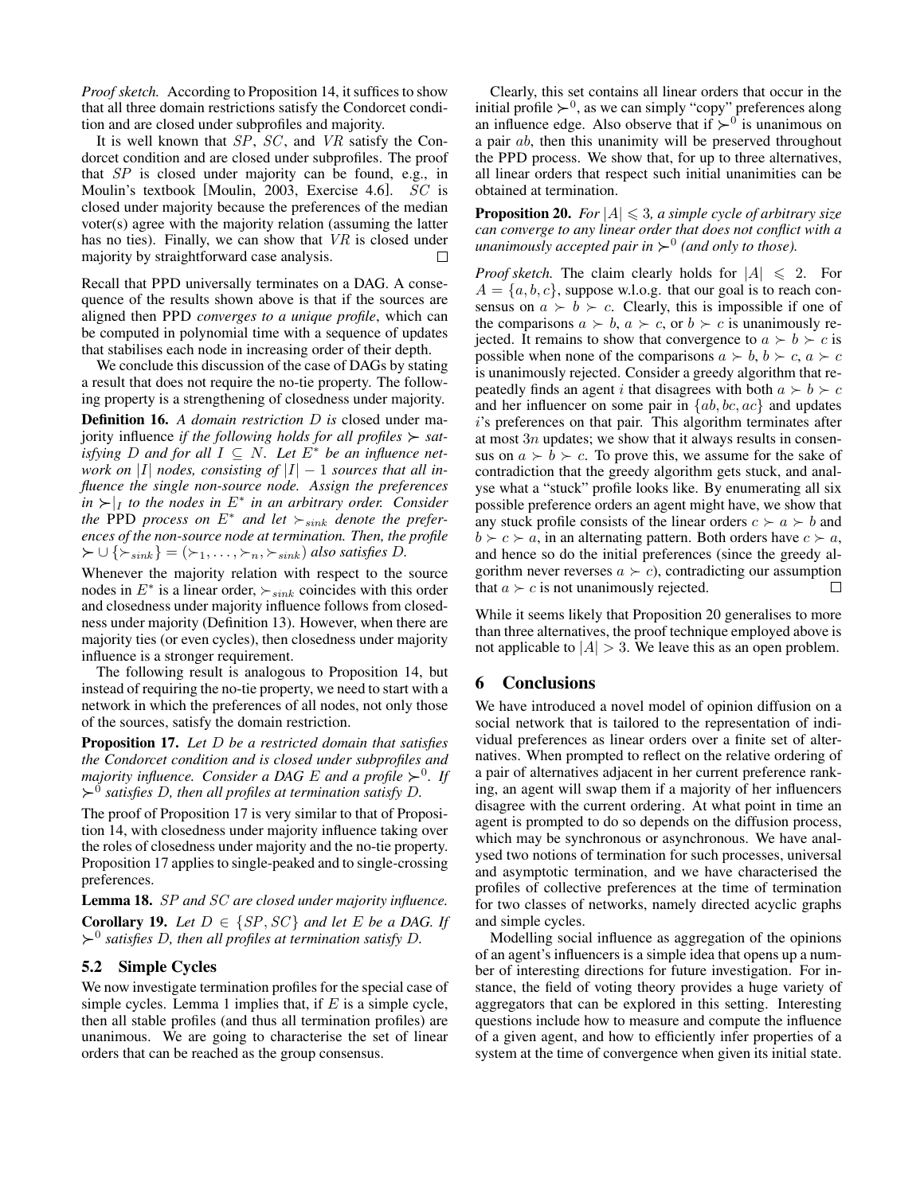*Proof sketch.* According to Proposition 14, it suffices to show that all three domain restrictions satisfy the Condorcet condition and are closed under subprofiles and majority.

It is well known that $SP$, $SC$, and $VR$ satisfy the Condorcet condition and are closed under subprofiles. The proof that $SP$ is closed under majority can be found, e.g., in Moulin's textbook [Moulin, 2003, Exercise 4.6]. $SC$ is closed under majority because the preferences of the median voter(s) agree with the majority relation (assuming the latter has no ties). Finally, we can show that $VR$ is closed under majority by straightforward case analysis. □

Recall that PPD universally terminates on a DAG. A consequence of the results shown above is that if the sources are aligned then PPD *converges to a unique profile*, which can be computed in polynomial time with a sequence of updates that stabilises each node in increasing order of their depth.

We conclude this discussion of the case of DAGs by stating a result that does not require the no-tie property. The following property is a strengthening of closedness under majority.

**Definition 16.** *A domain restriction $D$ is* closed under majority influence *if the following holds for all profiles $\succ$ satisfying $D$ and for all $I \subseteq N$. Let $E^*$ be an influence network on $|I|$ nodes, consisting of $|I| - 1$ sources that all influence the single non-source node. Assign the preferences in $\succ|_I$ to the nodes in $E^*$ in an arbitrary order. Consider the* PPD *process on $E^*$ and let $\succ_{sink}$ denote the preferences of the non-source node at termination. Then, the profile $\succ \cup \{\succ_{sink}\} = (\succ_1, \ldots, \succ_n, \succ_{sink})$ also satisfies $D$.*

Whenever the majority relation with respect to the source nodes in $E^*$ is a linear order, $\succ_{sink}$ coincides with this order and closedness under majority influence follows from closedness under majority (Definition 13). However, when there are majority ties (or even cycles), then closedness under majority influence is a stronger requirement.

The following result is analogous to Proposition 14, but instead of requiring the no-tie property, we need to start with a network in which the preferences of all nodes, not only those of the sources, satisfy the domain restriction.

**Proposition 17.** *Let $D$ be a restricted domain that satisfies the Condorcet condition and is closed under subprofiles and majority influence. Consider a DAG $E$ and a profile $\succ^0$. If $\succ^0$ satisfies $D$, then all profiles at termination satisfy $D$.*

The proof of Proposition 17 is very similar to that of Proposition 14, with closedness under majority influence taking over the roles of closedness under majority and the no-tie property. Proposition 17 applies to single-peaked and to single-crossing preferences.

**Lemma 18.** *$SP$ and $SC$ are closed under majority influence.*

**Corollary 19.** *Let $D \in \{SP, SC\}$ and let $E$ be a DAG. If $\succ^0$ satisfies $D$, then all profiles at termination satisfy $D$.*

### 5.2 Simple Cycles

We now investigate termination profiles for the special case of simple cycles. Lemma 1 implies that, if $E$ is a simple cycle, then all stable profiles (and thus all termination profiles) are unanimous. We are going to characterise the set of linear orders that can be reached as the group consensus.

Clearly, this set contains all linear orders that occur in the initial profile $\succ^0$, as we can simply "copy" preferences along an influence edge. Also observe that if $\succ^0$ is unanimous on a pair $ab$, then this unanimity will be preserved throughout the PPD process. We show that, for up to three alternatives, all linear orders that respect such initial unanimities can be obtained at termination.

**Proposition 20.** *For $|A| \leqslant 3$, a simple cycle of arbitrary size can converge to any linear order that does not conflict with a unanimously accepted pair in $\succ^0$ (and only to those).*

*Proof sketch.* The claim clearly holds for $|A| \leqslant 2$. For $A = \{a, b, c\}$, suppose w.l.o.g. that our goal is to reach consensus on $a \succ b \succ c$. Clearly, this is impossible if one of the comparisons $a \succ b$, $a \succ c$, or $b \succ c$ is unanimously rejected. It remains to show that convergence to $a \succ b \succ c$ is possible when none of the comparisons $a \succ b$, $b \succ c$, $a \succ c$ is unanimously rejected. Consider a greedy algorithm that repeatedly finds an agent $i$ that disagrees with both $a \succ b \succ c$ and her influencer on some pair in $\{ab, bc, ac\}$ and updates $i$'s preferences on that pair. This algorithm terminates after at most $3n$ updates; we show that it always results in consensus on $a \succ b \succ c$. To prove this, we assume for the sake of contradiction that the greedy algorithm gets stuck, and analyse what a "stuck" profile looks like. By enumerating all six possible preference orders an agent might have, we show that any stuck profile consists of the linear orders $c \succ a \succ b$ and $b \succ c \succ a$, in an alternating pattern. Both orders have $c \succ a$, and hence so do the initial preferences (since the greedy algorithm never reverses $a \succ c$), contradicting our assumption that $a \succ c$ is not unanimously rejected. □

While it seems likely that Proposition 20 generalises to more than three alternatives, the proof technique employed above is not applicable to $|A| > 3$. We leave this as an open problem.

## 6 Conclusions

We have introduced a novel model of opinion diffusion on a social network that is tailored to the representation of individual preferences as linear orders over a finite set of alternatives. When prompted to reflect on the relative ordering of a pair of alternatives adjacent in her current preference ranking, an agent will swap them if a majority of her influencers disagree with the current ordering. At what point in time an agent is prompted to do so depends on the diffusion process, which may be synchronous or asynchronous. We have analysed two notions of termination for such processes, universal and asymptotic termination, and we have characterised the profiles of collective preferences at the time of termination for two classes of networks, namely directed acyclic graphs and simple cycles.

Modelling social influence as aggregation of the opinions of an agent's influencers is a simple idea that opens up a number of interesting directions for future investigation. For instance, the field of voting theory provides a huge variety of aggregators that can be explored in this setting. Interesting questions include how to measure and compute the influence of a given agent, and how to efficiently infer properties of a system at the time of convergence when given its initial state.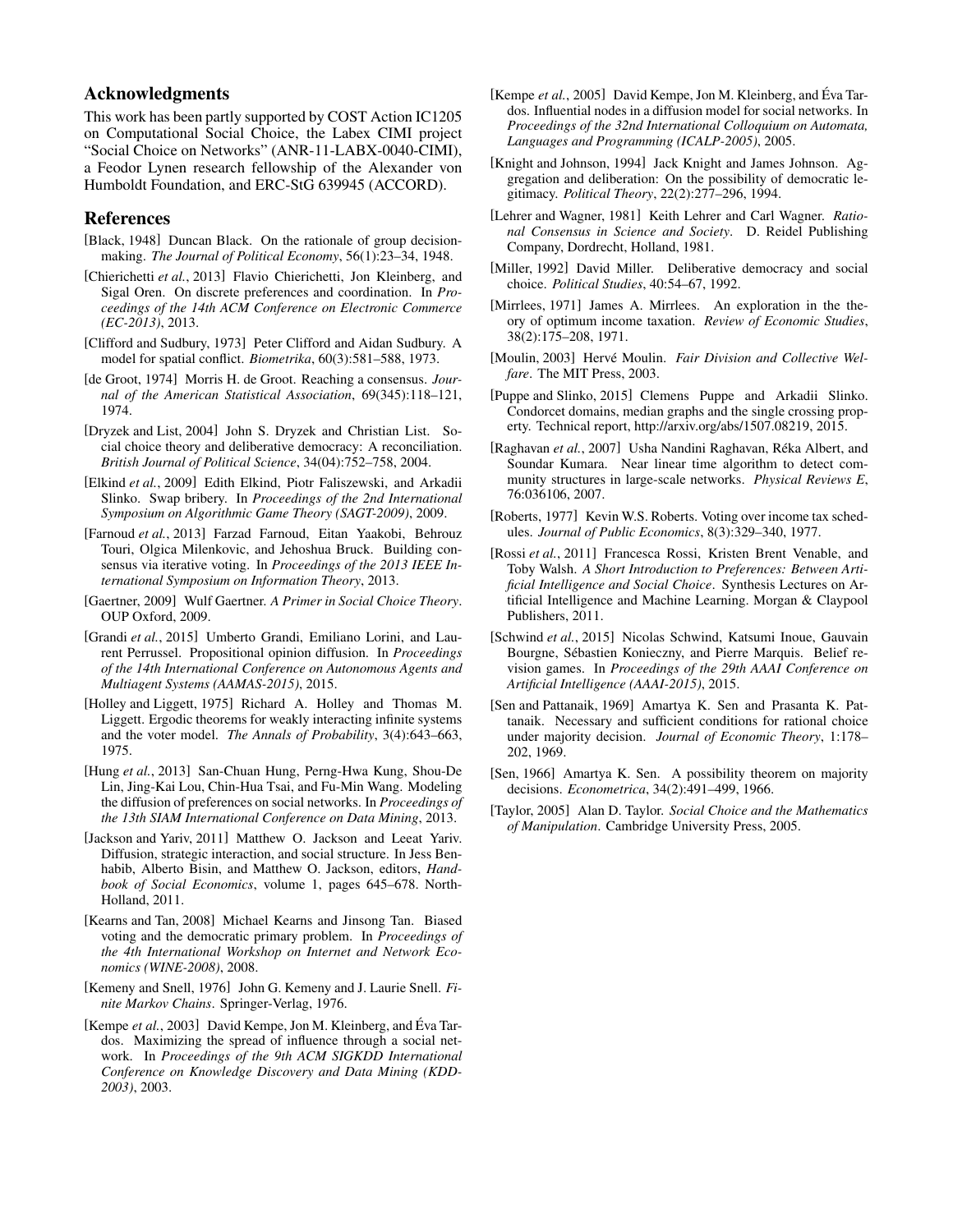## Acknowledgments

This work has been partly supported by COST Action IC1205 on Computational Social Choice, the Labex CIMI project "Social Choice on Networks" (ANR-11-LABX-0040-CIMI), a Feodor Lynen research fellowship of the Alexander von Humboldt Foundation, and ERC-StG 639945 (ACCORD).

## References

[Black, 1948] Duncan Black. On the rationale of group decision-making. *The Journal of Political Economy*, 56(1):23–34, 1948.

[Chierichetti *et al.*, 2013] Flavio Chierichetti, Jon Kleinberg, and Sigal Oren. On discrete preferences and coordination. In *Proceedings of the 14th ACM Conference on Electronic Commerce (EC-2013)*, 2013.

[Clifford and Sudbury, 1973] Peter Clifford and Aidan Sudbury. A model for spatial conflict. *Biometrika*, 60(3):581–588, 1973.

[de Groot, 1974] Morris H. de Groot. Reaching a consensus. *Journal of the American Statistical Association*, 69(345):118–121, 1974.

[Dryzek and List, 2004] John S. Dryzek and Christian List. Social choice theory and deliberative democracy: A reconciliation. *British Journal of Political Science*, 34(04):752–758, 2004.

[Elkind *et al.*, 2009] Edith Elkind, Piotr Faliszewski, and Arkadii Slinko. Swap bribery. In *Proceedings of the 2nd International Symposium on Algorithmic Game Theory (SAGT-2009)*, 2009.

[Farnoud *et al.*, 2013] Farzad Farnoud, Eitan Yaakobi, Behrouz Touri, Olgica Milenkovic, and Jehoshua Bruck. Building consensus via iterative voting. In *Proceedings of the 2013 IEEE International Symposium on Information Theory*, 2013.

[Gaertner, 2009] Wulf Gaertner. *A Primer in Social Choice Theory*. OUP Oxford, 2009.

[Grandi *et al.*, 2015] Umberto Grandi, Emiliano Lorini, and Laurent Perrussel. Propositional opinion diffusion. In *Proceedings of the 14th International Conference on Autonomous Agents and Multiagent Systems (AAMAS-2015)*, 2015.

[Holley and Liggett, 1975] Richard A. Holley and Thomas M. Liggett. Ergodic theorems for weakly interacting infinite systems and the voter model. *The Annals of Probability*, 3(4):643–663, 1975.

[Hung *et al.*, 2013] San-Chuan Hung, Perng-Hwa Kung, Shou-De Lin, Jing-Kai Lou, Chin-Hua Tsai, and Fu-Min Wang. Modeling the diffusion of preferences on social networks. In *Proceedings of the 13th SIAM International Conference on Data Mining*, 2013.

[Jackson and Yariv, 2011] Matthew O. Jackson and Leeat Yariv. Diffusion, strategic interaction, and social structure. In Jess Benhabib, Alberto Bisin, and Matthew O. Jackson, editors, *Handbook of Social Economics*, volume 1, pages 645–678. North-Holland, 2011.

[Kearns and Tan, 2008] Michael Kearns and Jinsong Tan. Biased voting and the democratic primary problem. In *Proceedings of the 4th International Workshop on Internet and Network Economics (WINE-2008)*, 2008.

[Kemeny and Snell, 1976] John G. Kemeny and J. Laurie Snell. *Finite Markov Chains*. Springer-Verlag, 1976.

[Kempe *et al.*, 2003] David Kempe, Jon M. Kleinberg, and Éva Tardos. Maximizing the spread of influence through a social network. In *Proceedings of the 9th ACM SIGKDD International Conference on Knowledge Discovery and Data Mining (KDD-2003)*, 2003.

[Kempe *et al.*, 2005] David Kempe, Jon M. Kleinberg, and Éva Tardos. Influential nodes in a diffusion model for social networks. In *Proceedings of the 32nd International Colloquium on Automata, Languages and Programming (ICALP-2005)*, 2005.

[Knight and Johnson, 1994] Jack Knight and James Johnson. Aggregation and deliberation: On the possibility of democratic legitimacy. *Political Theory*, 22(2):277–296, 1994.

[Lehrer and Wagner, 1981] Keith Lehrer and Carl Wagner. *Rational Consensus in Science and Society*. D. Reidel Publishing Company, Dordrecht, Holland, 1981.

[Miller, 1992] David Miller. Deliberative democracy and social choice. *Political Studies*, 40:54–67, 1992.

[Mirrlees, 1971] James A. Mirrlees. An exploration in the theory of optimum income taxation. *Review of Economic Studies*, 38(2):175–208, 1971.

[Moulin, 2003] Hervé Moulin. *Fair Division and Collective Welfare*. The MIT Press, 2003.

[Puppe and Slinko, 2015] Clemens Puppe and Arkadii Slinko. Condorcet domains, median graphs and the single crossing property. Technical report, http://arxiv.org/abs/1507.08219, 2015.

[Raghavan *et al.*, 2007] Usha Nandini Raghavan, Réka Albert, and Soundar Kumara. Near linear time algorithm to detect community structures in large-scale networks. *Physical Reviews E*, 76:036106, 2007.

[Roberts, 1977] Kevin W.S. Roberts. Voting over income tax schedules. *Journal of Public Economics*, 8(3):329–340, 1977.

[Rossi *et al.*, 2011] Francesca Rossi, Kristen Brent Venable, and Toby Walsh. *A Short Introduction to Preferences: Between Artificial Intelligence and Social Choice*. Synthesis Lectures on Artificial Intelligence and Machine Learning. Morgan & Claypool Publishers, 2011.

[Schwind *et al.*, 2015] Nicolas Schwind, Katsumi Inoue, Gauvain Bourgne, Sébastien Konieczny, and Pierre Marquis. Belief revision games. In *Proceedings of the 29th AAAI Conference on Artificial Intelligence (AAAI-2015)*, 2015.

[Sen and Pattanaik, 1969] Amartya K. Sen and Prasanta K. Pattanaik. Necessary and sufficient conditions for rational choice under majority decision. *Journal of Economic Theory*, 1:178–202, 1969.

[Sen, 1966] Amartya K. Sen. A possibility theorem on majority decisions. *Econometrica*, 34(2):491–499, 1966.

[Taylor, 2005] Alan D. Taylor. *Social Choice and the Mathematics of Manipulation*. Cambridge University Press, 2005.